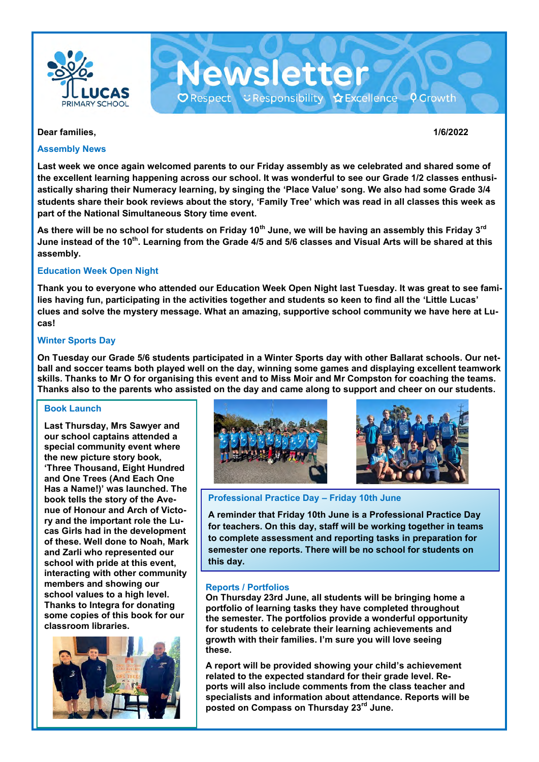# Newsletter

Respect · Responsibility · Excellence · Growth

LUCAS PRIMARY SCHOOL

**Dear families,** **1/6/2022**

## Assembly News

**Last week we once again welcomed parents to our Friday assembly as we celebrated and shared some of the excellent learning happening across our school. It was wonderful to see our Grade 1/2 classes enthusiastically sharing their Numeracy learning, by singing the 'Place Value' song. We also had some Grade 3/4 students share their book reviews about the story, 'Family Tree' which was read in all classes this week as part of the National Simultaneous Story time event.**

**As there will be no school for students on Friday 10th June, we will be having an assembly this Friday 3rd June instead of the 10th. Learning from the Grade 4/5 and 5/6 classes and Visual Arts will be shared at this assembly.**

## Education Week Open Night

**Thank you to everyone who attended our Education Week Open Night last Tuesday. It was great to see families having fun, participating in the activities together and students so keen to find all the 'Little Lucas' clues and solve the mystery message. What an amazing, supportive school community we have here at Lucas!**

## Winter Sports Day

**On Tuesday our Grade 5/6 students participated in a Winter Sports day with other Ballarat schools. Our netball and soccer teams both played well on the day, winning some games and displaying excellent teamwork skills. Thanks to Mr O for organising this event and to Miss Moir and Mr Compston for coaching the teams. Thanks also to the parents who assisted on the day and came along to support and cheer on our students.**

## Book Launch

**Last Thursday, Mrs Sawyer and our school captains attended a special community event where the new picture story book, 'Three Thousand, Eight Hundred and One Trees (And Each One Has a Name!)' was launched. The book tells the story of the Avenue of Honour and Arch of Victory and the important role the Lucas Girls had in the development of these. Well done to Noah, Mark and Zarli who represented our school with pride at this event, interacting with other community members and showing our school values to a high level. Thanks to Integra for donating some copies of this book for our classroom libraries.**

## Professional Practice Day – Friday 10th June

**A reminder that Friday 10th June is a Professional Practice Day for teachers. On this day, staff will be working together in teams to complete assessment and reporting tasks in preparation for semester one reports. There will be no school for students on this day.**

## Reports / Portfolios

**On Thursday 23rd June, all students will be bringing home a portfolio of learning tasks they have completed throughout the semester. The portfolios provide a wonderful opportunity for students to celebrate their learning achievements and growth with their families. I'm sure you will love seeing these.**

**A report will be provided showing your child's achievement related to the expected standard for their grade level. Reports will also include comments from the class teacher and specialists and information about attendance. Reports will be posted on Compass on Thursday 23rd June.**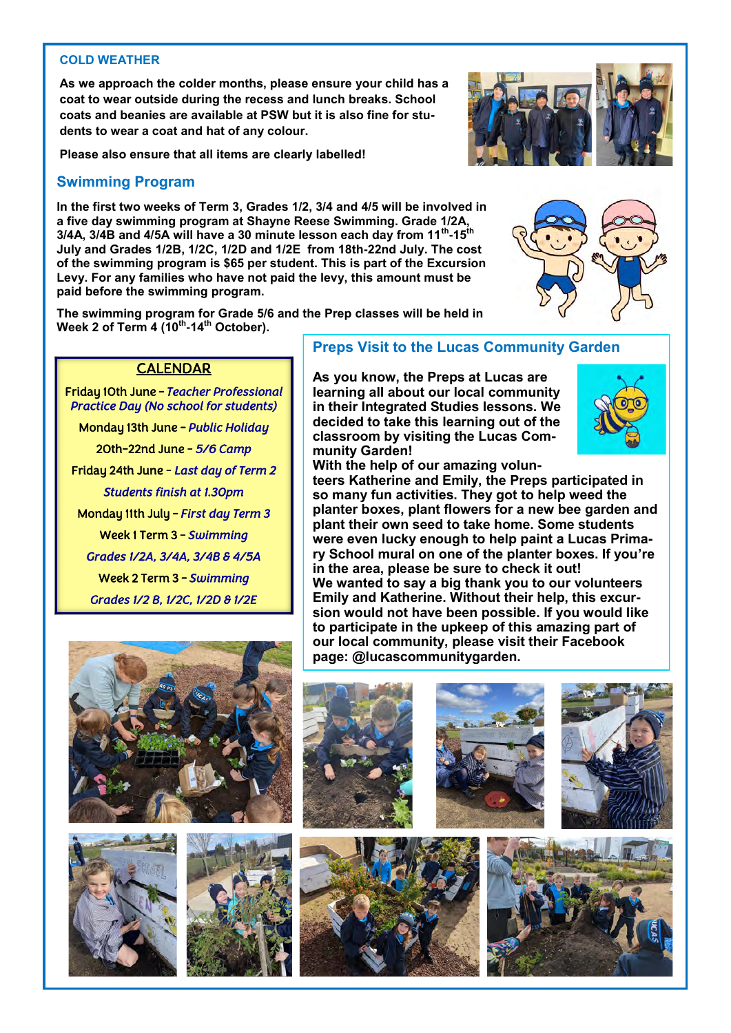## COLD WEATHER

**As we approach the colder months, please ensure your child has a coat to wear outside during the recess and lunch breaks. School coats and beanies are available at PSW but it is also fine for students to wear a coat and hat of any colour.**

**Please also ensure that all items are clearly labelled!**

## Swimming Program

**In the first two weeks of Term 3, Grades 1/2, 3/4 and 4/5 will be involved in a five day swimming program at Shayne Reese Swimming. Grade 1/2A, 3/4A, 3/4B and 4/5A will have a 30 minute lesson each day from 11th-15th July and Grades 1/2B, 1/2C, 1/2D and 1/2E from 18th-22nd July. The cost of the swimming program is $65 per student. This is part of the Excursion Levy. For any families who have not paid the levy, this amount must be paid before the swimming program.**

**The swimming program for Grade 5/6 and the Prep classes will be held in Week 2 of Term 4 (10th-14th October).**

## CALENDAR

Friday 10th June – *Teacher Professional Practice Day (No school for students)*

Monday 13th June – *Public Holiday*

20th-22nd June – *5/6 Camp*

Friday 24th June – *Last day of Term 2*

*Students finish at 1.30pm*

Monday 11th July – *First day Term 3*

Week 1 Term 3 – *Swimming*

*Grades 1/2A, 3/4A, 3/4B & 4/5A*

Week 2 Term 3 – *Swimming*

*Grades 1/2 B, 1/2C, 1/2D & 1/2E*

## Preps Visit to the Lucas Community Garden

**As you know, the Preps at Lucas are learning all about our local community in their Integrated Studies lessons. We decided to take this learning out of the classroom by visiting the Lucas Community Garden!**

**With the help of our amazing volunteers Katherine and Emily, the Preps participated in so many fun activities. They got to help weed the planter boxes, plant flowers for a new bee garden and plant their own seed to take home. Some students were even lucky enough to help paint a Lucas Primary School mural on one of the planter boxes. If you're in the area, please be sure to check it out!**

**We wanted to say a big thank you to our volunteers Emily and Katherine. Without their help, this excursion would not have been possible. If you would like to participate in the upkeep of this amazing part of our local community, please visit their Facebook page: @lucascommunitygarden.**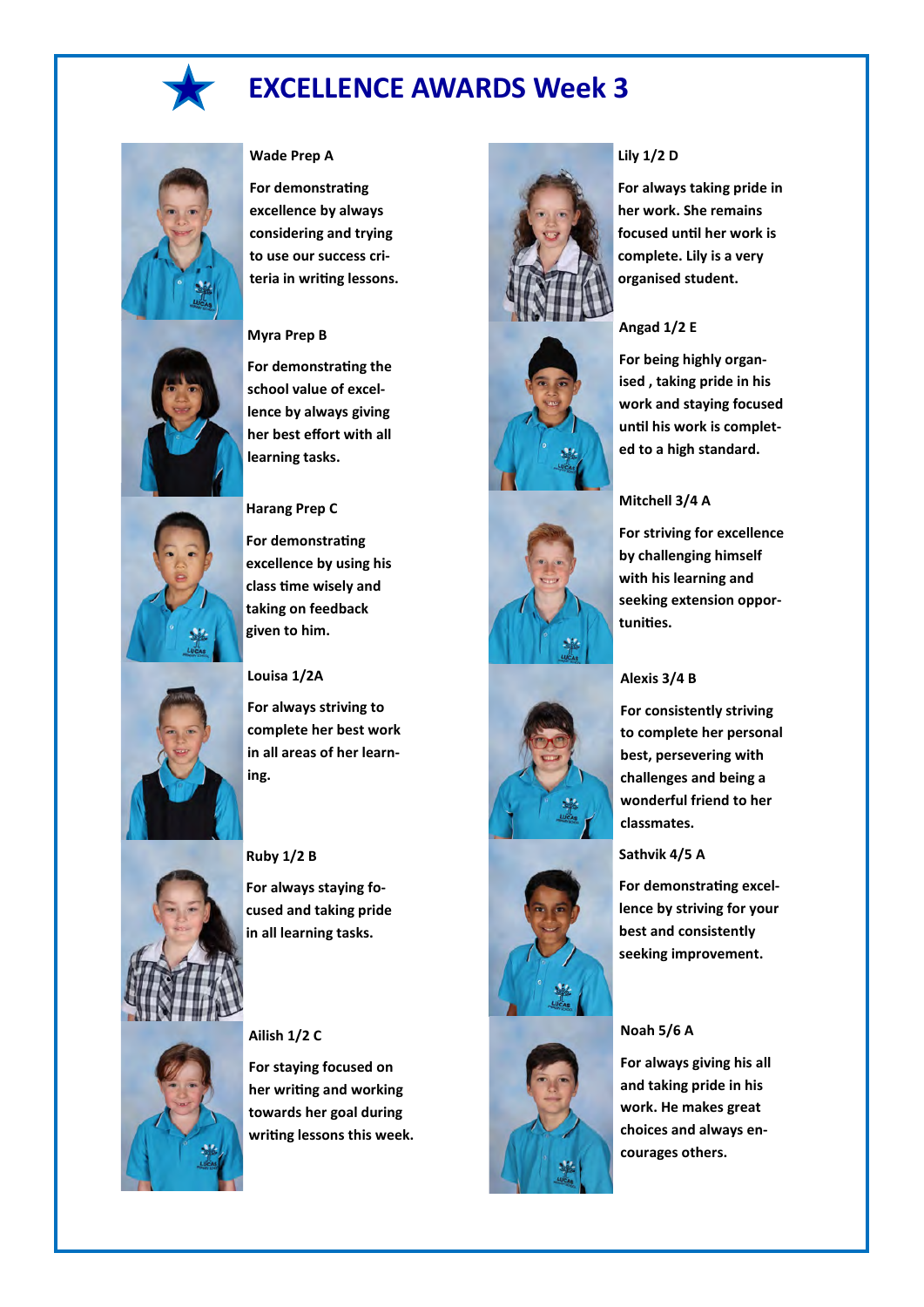# EXCELLENCE AWARDS Week 3

**Wade Prep A**

**For demonstrating excellence by always considering and trying to use our success criteria in writing lessons.**

**Myra Prep B**

**For demonstrating the school value of excellence by always giving her best effort with all learning tasks.**

**Harang Prep C**

**For demonstrating excellence by using his class time wisely and taking on feedback given to him.**

**Louisa 1/2A**

**For always striving to complete her best work in all areas of her learning.**

**Ruby 1/2 B**

**For always staying focused and taking pride in all learning tasks.**

**Ailish 1/2 C**

**For staying focused on her writing and working towards her goal during writing lessons this week.**

**Lily 1/2 D**

**For always taking pride in her work. She remains focused until her work is complete. Lily is a very organised student.**

**Angad 1/2 E**

**For being highly organised , taking pride in his work and staying focused until his work is completed to a high standard.**

**Mitchell 3/4 A**

**For striving for excellence by challenging himself with his learning and seeking extension opportunities.**

**Alexis 3/4 B**

**For consistently striving to complete her personal best, persevering with challenges and being a wonderful friend to her classmates.**

**Sathvik 4/5 A**

**For demonstrating excellence by striving for your best and consistently seeking improvement.**

**Noah 5/6 A**

**For always giving his all and taking pride in his work. He makes great choices and always encourages others.**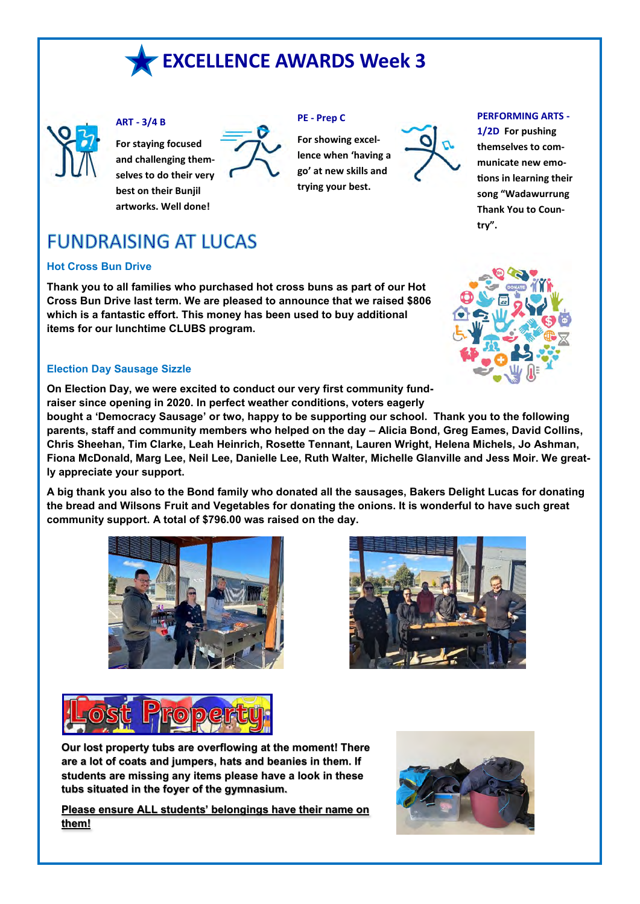# EXCELLENCE AWARDS Week 3

### ART - 3/4 B

**For staying focused and challenging themselves to do their very best on their Bunjil artworks. Well done!**

### PE - Prep C

**For showing excellence when 'having a go' at new skills and trying your best.**

### PERFORMING ARTS - 1/2D

**For pushing themselves to communicate new emotions in learning their song "Wadawurrung Thank You to Country".**

# FUNDRAISING AT LUCAS

### Hot Cross Bun Drive

**Thank you to all families who purchased hot cross buns as part of our Hot Cross Bun Drive last term. We are pleased to announce that we raised $806 which is a fantastic effort. This money has been used to buy additional items for our lunchtime CLUBS program.**

### Election Day Sausage Sizzle

**On Election Day, we were excited to conduct our very first community fundraiser since opening in 2020. In perfect weather conditions, voters eagerly bought a 'Democracy Sausage' or two, happy to be supporting our school. Thank you to the following parents, staff and community members who helped on the day – Alicia Bond, Greg Eames, David Collins, Chris Sheehan, Tim Clarke, Leah Heinrich, Rosette Tennant, Lauren Wright, Helena Michels, Jo Ashman, Fiona McDonald, Marg Lee, Neil Lee, Danielle Lee, Ruth Walter, Michelle Glanville and Jess Moir. We greatly appreciate your support.**

**A big thank you also to the Bond family who donated all the sausages, Bakers Delight Lucas for donating the bread and Wilsons Fruit and Vegetables for donating the onions. It is wonderful to have such great community support. A total of $796.00 was raised on the day.**

# Lost Property

**Our lost property tubs are overflowing at the moment! There are a lot of coats and jumpers, hats and beanies in them. If students are missing any items please have a look in these tubs situated in the foyer of the gymnasium.**

**<u>Please ensure ALL students' belongings have their name on them!</u>**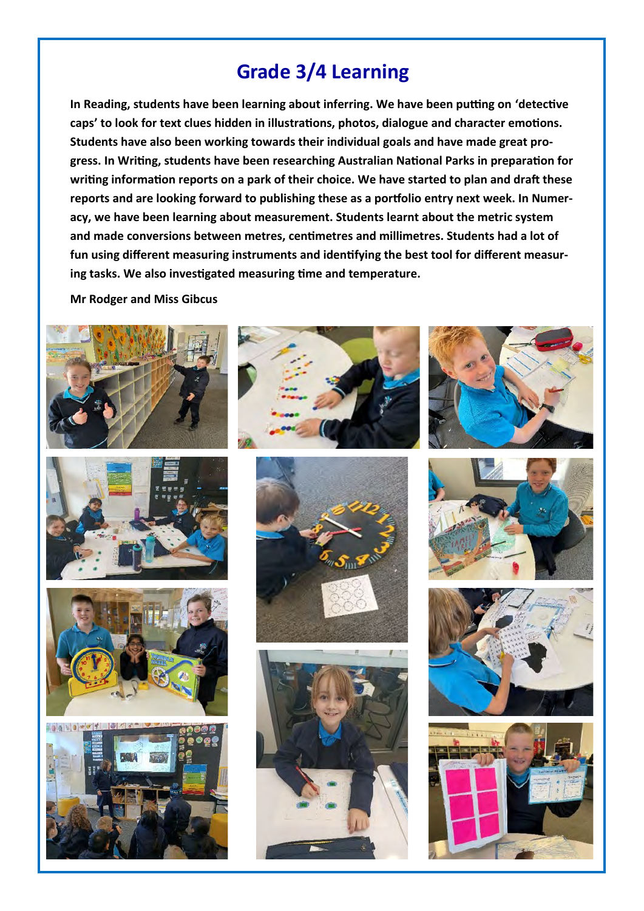# Grade 3/4 Learning

**In Reading, students have been learning about inferring. We have been putting on 'detective caps' to look for text clues hidden in illustrations, photos, dialogue and character emotions. Students have also been working towards their individual goals and have made great progress. In Writing, students have been researching Australian National Parks in preparation for writing information reports on a park of their choice. We have started to plan and draft these reports and are looking forward to publishing these as a portfolio entry next week. In Numeracy, we have been learning about measurement. Students learnt about the metric system and made conversions between metres, centimetres and millimetres. Students had a lot of fun using different measuring instruments and identifying the best tool for different measuring tasks. We also investigated measuring time and temperature.**

**Mr Rodger and Miss Gibcus**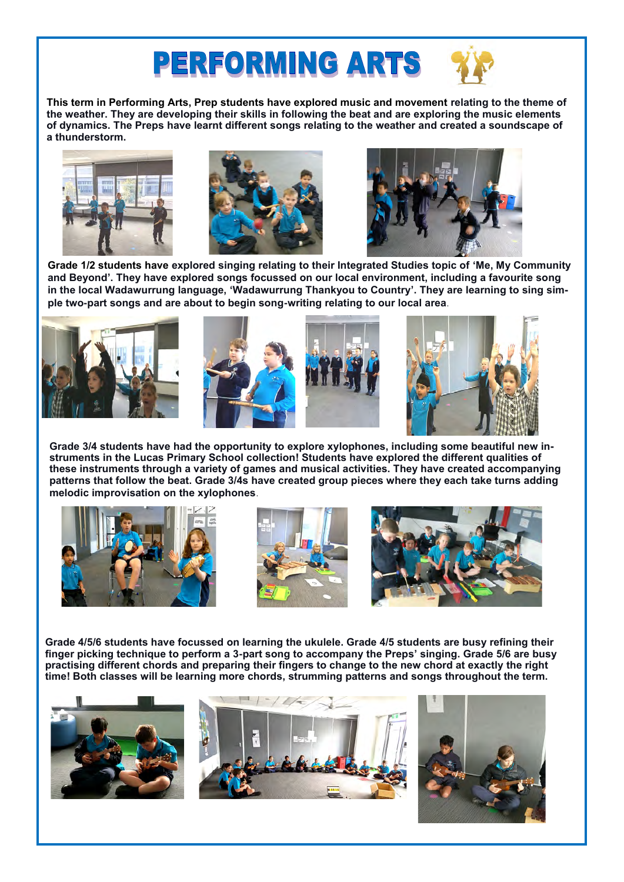# PERFORMING ARTS

**This term in Performing Arts, Prep students have explored music and movement relating to the theme of the weather. They are developing their skills in following the beat and are exploring the music elements of dynamics. The Preps have learnt different songs relating to the weather and created a soundscape of a thunderstorm.**

**Grade 1/2 students have explored singing relating to their Integrated Studies topic of 'Me, My Community and Beyond'. They have explored songs focussed on our local environment, including a favourite song in the local Wadawurrung language, 'Wadawurrung Thankyou to Country'. They are learning to sing simple two-part songs and are about to begin song-writing relating to our local area.**

**Grade 3/4 students have had the opportunity to explore xylophones, including some beautiful new instruments in the Lucas Primary School collection! Students have explored the different qualities of these instruments through a variety of games and musical activities. They have created accompanying patterns that follow the beat. Grade 3/4s have created group pieces where they each take turns adding melodic improvisation on the xylophones.**

**Grade 4/5/6 students have focussed on learning the ukulele. Grade 4/5 students are busy refining their finger picking technique to perform a 3-part song to accompany the Preps' singing. Grade 5/6 are busy practising different chords and preparing their fingers to change to the new chord at exactly the right time! Both classes will be learning more chords, strumming patterns and songs throughout the term.**